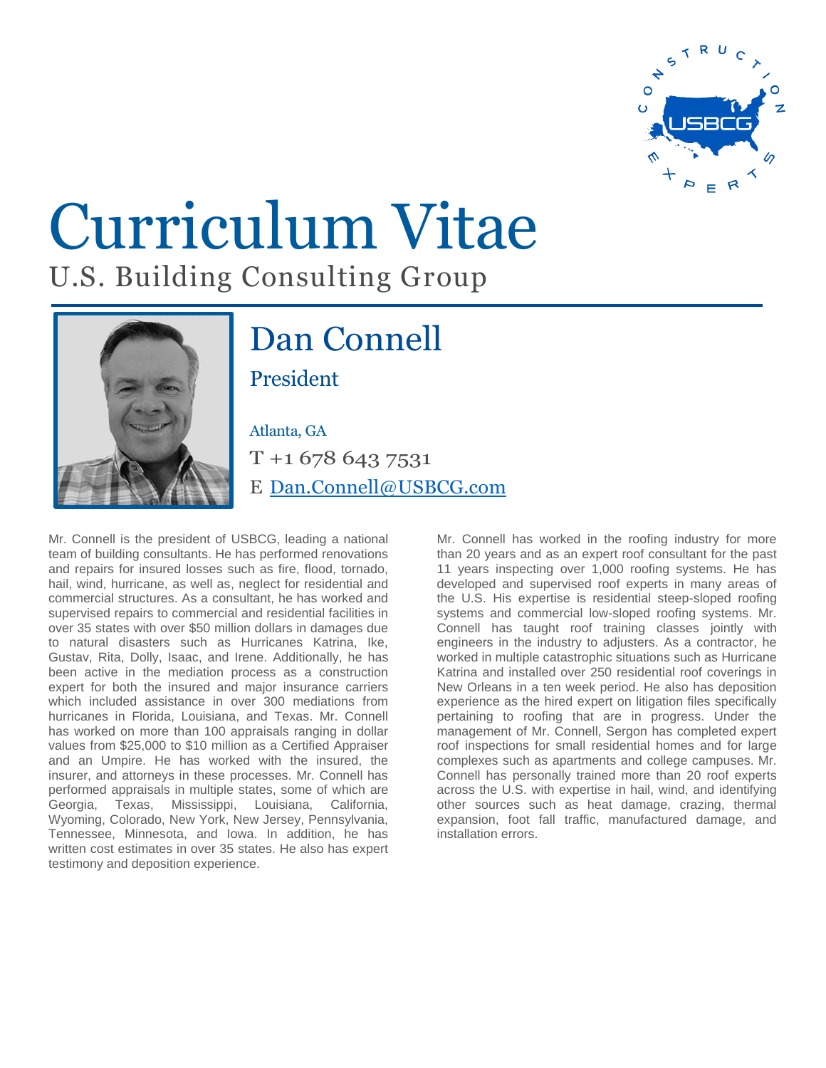# Curriculum Vitae

U.S. Building Consulting Group

## Dan Connell

President

Atlanta, GA

T +1 678 643 7531

E Dan.Connell@USBCG.com

Mr. Connell is the president of USBCG, leading a national team of building consultants. He has performed renovations and repairs for insured losses such as fire, flood, tornado, hail, wind, hurricane, as well as, neglect for residential and commercial structures. As a consultant, he has worked and supervised repairs to commercial and residential facilities in over 35 states with over $50 million dollars in damages due to natural disasters such as Hurricanes Katrina, Ike, Gustav, Rita, Dolly, Isaac, and Irene. Additionally, he has been active in the mediation process as a construction expert for both the insured and major insurance carriers which included assistance in over 300 mediations from hurricanes in Florida, Louisiana, and Texas. Mr. Connell has worked on more than 100 appraisals ranging in dollar values from $25,000 to $10 million as a Certified Appraiser and an Umpire. He has worked with the insured, the insurer, and attorneys in these processes. Mr. Connell has performed appraisals in multiple states, some of which are Georgia, Texas, Mississippi, Louisiana, California, Wyoming, Colorado, New York, New Jersey, Pennsylvania, Tennessee, Minnesota, and Iowa. In addition, he has written cost estimates in over 35 states. He also has expert testimony and deposition experience.

Mr. Connell has worked in the roofing industry for more than 20 years and as an expert roof consultant for the past 11 years inspecting over 1,000 roofing systems. He has developed and supervised roof experts in many areas of the U.S. His expertise is residential steep-sloped roofing systems and commercial low-sloped roofing systems. Mr. Connell has taught roof training classes jointly with engineers in the industry to adjusters. As a contractor, he worked in multiple catastrophic situations such as Hurricane Katrina and installed over 250 residential roof coverings in New Orleans in a ten week period. He also has deposition experience as the hired expert on litigation files specifically pertaining to roofing that are in progress. Under the management of Mr. Connell, Sergon has completed expert roof inspections for small residential homes and for large complexes such as apartments and college campuses. Mr. Connell has personally trained more than 20 roof experts across the U.S. with expertise in hail, wind, and identifying other sources such as heat damage, crazing, thermal expansion, foot fall traffic, manufactured damage, and installation errors.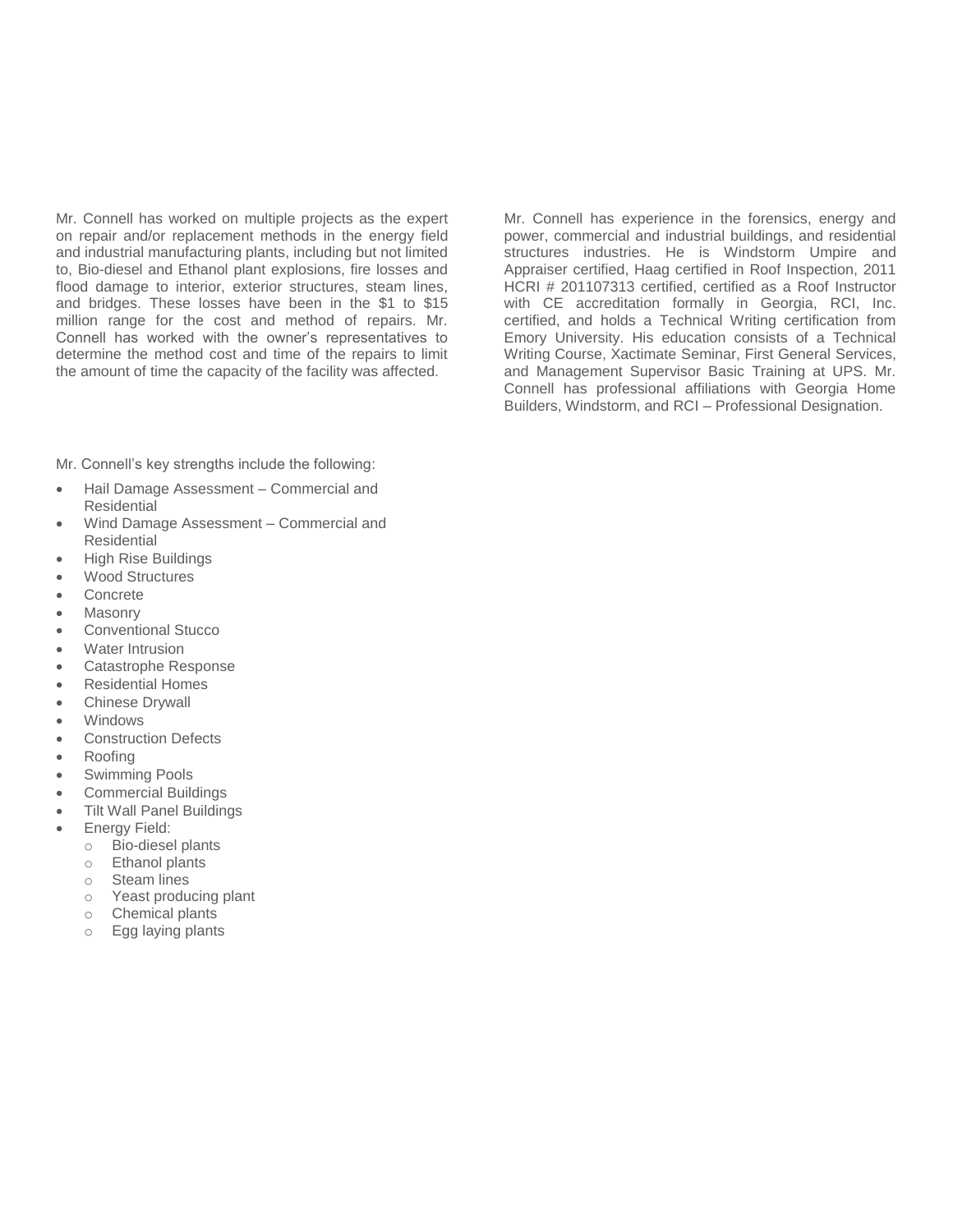Mr. Connell has worked on multiple projects as the expert on repair and/or replacement methods in the energy field and industrial manufacturing plants, including but not limited to, Bio-diesel and Ethanol plant explosions, fire losses and flood damage to interior, exterior structures, steam lines, and bridges. These losses have been in the $1 to $15 million range for the cost and method of repairs. Mr. Connell has worked with the owner's representatives to determine the method cost and time of the repairs to limit the amount of time the capacity of the facility was affected.

Mr. Connell has experience in the forensics, energy and power, commercial and industrial buildings, and residential structures industries. He is Windstorm Umpire and Appraiser certified, Haag certified in Roof Inspection, 2011 HCRI # 201107313 certified, certified as a Roof Instructor with CE accreditation formally in Georgia, RCI, Inc. certified, and holds a Technical Writing certification from Emory University. His education consists of a Technical Writing Course, Xactimate Seminar, First General Services, and Management Supervisor Basic Training at UPS. Mr. Connell has professional affiliations with Georgia Home Builders, Windstorm, and RCI – Professional Designation.

Mr. Connell's key strengths include the following:

- Hail Damage Assessment – Commercial and Residential
- Wind Damage Assessment – Commercial and Residential
- High Rise Buildings
- Wood Structures
- Concrete
- Masonry
- Conventional Stucco
- Water Intrusion
- Catastrophe Response
- Residential Homes
- Chinese Drywall
- Windows
- Construction Defects
- Roofing
- Swimming Pools
- Commercial Buildings
- Tilt Wall Panel Buildings
- Energy Field:
  - Bio-diesel plants
  - Ethanol plants
  - Steam lines
  - Yeast producing plant
  - Chemical plants
  - Egg laying plants